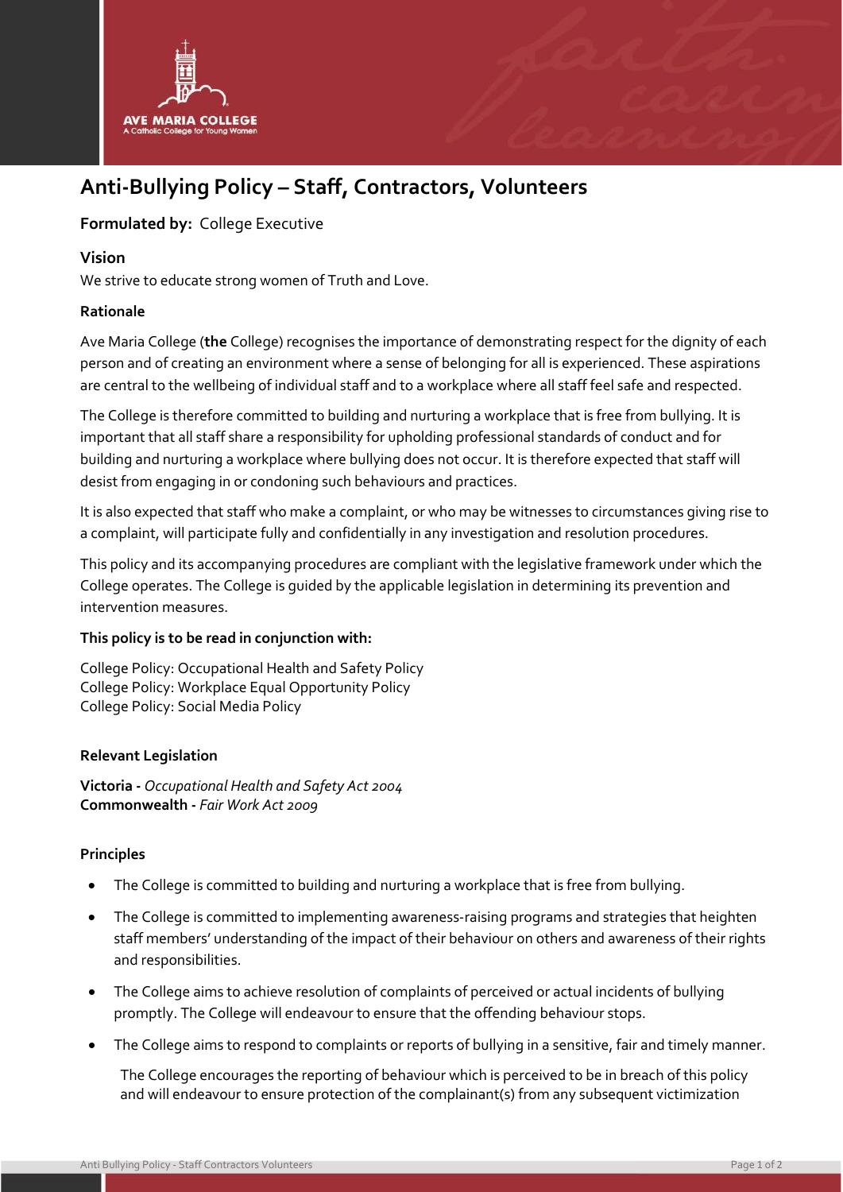# Anti-Bullying Policy – Staff, Contractors, Volunteers

**Formulated by:** College Executive

## Vision

We strive to educate strong women of Truth and Love.

### Rationale

Ave Maria College (**the** College) recognises the importance of demonstrating respect for the dignity of each person and of creating an environment where a sense of belonging for all is experienced. These aspirations are central to the wellbeing of individual staff and to a workplace where all staff feel safe and respected.

The College is therefore committed to building and nurturing a workplace that is free from bullying. It is important that all staff share a responsibility for upholding professional standards of conduct and for building and nurturing a workplace where bullying does not occur. It is therefore expected that staff will desist from engaging in or condoning such behaviours and practices.

It is also expected that staff who make a complaint, or who may be witnesses to circumstances giving rise to a complaint, will participate fully and confidentially in any investigation and resolution procedures.

This policy and its accompanying procedures are compliant with the legislative framework under which the College operates. The College is guided by the applicable legislation in determining its prevention and intervention measures.

### This policy is to be read in conjunction with:

College Policy: Occupational Health and Safety Policy
College Policy: Workplace Equal Opportunity Policy
College Policy: Social Media Policy

### Relevant Legislation

**Victoria -** *Occupational Health and Safety Act 2004*
**Commonwealth -** *Fair Work Act 2009*

### Principles

- The College is committed to building and nurturing a workplace that is free from bullying.
- The College is committed to implementing awareness-raising programs and strategies that heighten staff members' understanding of the impact of their behaviour on others and awareness of their rights and responsibilities.
- The College aims to achieve resolution of complaints of perceived or actual incidents of bullying promptly. The College will endeavour to ensure that the offending behaviour stops.
- The College aims to respond to complaints or reports of bullying in a sensitive, fair and timely manner.

  The College encourages the reporting of behaviour which is perceived to be in breach of this policy and will endeavour to ensure protection of the complainant(s) from any subsequent victimization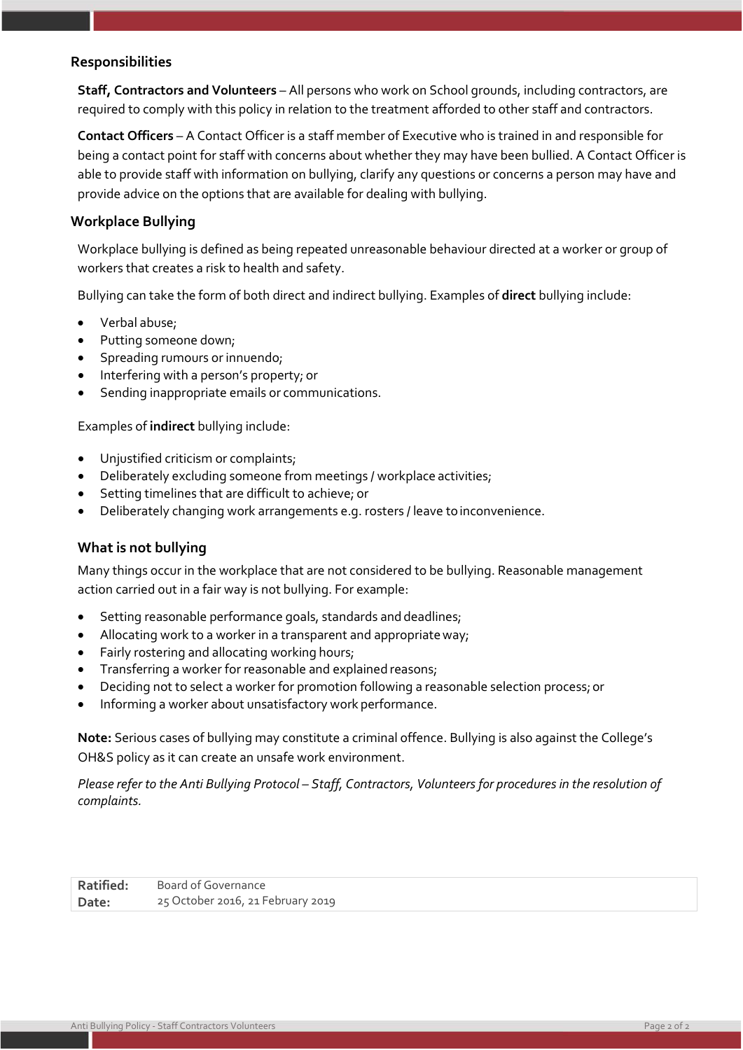## Responsibilities

**Staff, Contractors and Volunteers** – All persons who work on School grounds, including contractors, are required to comply with this policy in relation to the treatment afforded to other staff and contractors.

**Contact Officers** – A Contact Officer is a staff member of Executive who is trained in and responsible for being a contact point for staff with concerns about whether they may have been bullied. A Contact Officer is able to provide staff with information on bullying, clarify any questions or concerns a person may have and provide advice on the options that are available for dealing with bullying.

## Workplace Bullying

Workplace bullying is defined as being repeated unreasonable behaviour directed at a worker or group of workers that creates a risk to health and safety.

Bullying can take the form of both direct and indirect bullying. Examples of **direct** bullying include:

- Verbal abuse;
- Putting someone down;
- Spreading rumours or innuendo;
- Interfering with a person's property; or
- Sending inappropriate emails or communications.

Examples of **indirect** bullying include:

- Unjustified criticism or complaints;
- Deliberately excluding someone from meetings / workplace activities;
- Setting timelines that are difficult to achieve; or
- Deliberately changing work arrangements e.g. rosters / leave to inconvenience.

### What is not bullying

Many things occur in the workplace that are not considered to be bullying. Reasonable management action carried out in a fair way is not bullying. For example:

- Setting reasonable performance goals, standards and deadlines;
- Allocating work to a worker in a transparent and appropriate way;
- Fairly rostering and allocating working hours;
- Transferring a worker for reasonable and explained reasons;
- Deciding not to select a worker for promotion following a reasonable selection process; or
- Informing a worker about unsatisfactory work performance.

**Note:** Serious cases of bullying may constitute a criminal offence. Bullying is also against the College's OH&S policy as it can create an unsafe work environment.

*Please refer to the Anti Bullying Protocol – Staff, Contractors, Volunteers for procedures in the resolution of complaints.*

| | |
|---|---|
| **Ratified:** | Board of Governance |
| **Date:** | 25 October 2016, 21 February 2019 |